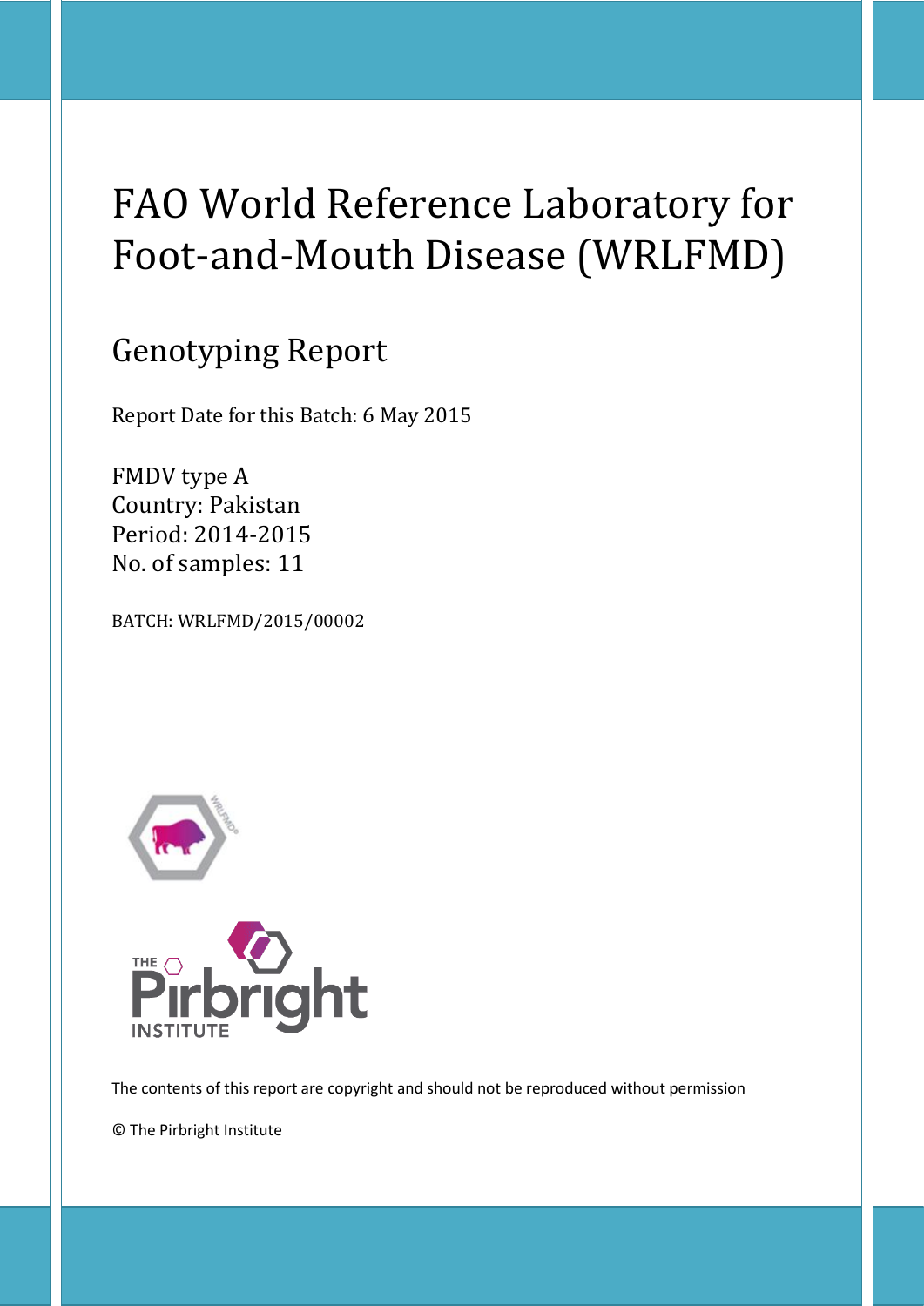# FAO World Reference Laboratory for Foot-and-Mouth Disease (WRLFMD)

## Genotyping Report

Report Date for this Batch: 6 May 2015

FMDV type A
Country: Pakistan
Period: 2014-2015
No. of samples: 11

BATCH: WRLFMD/2015/00002

The contents of this report are copyright and should not be reproduced without permission

© The Pirbright Institute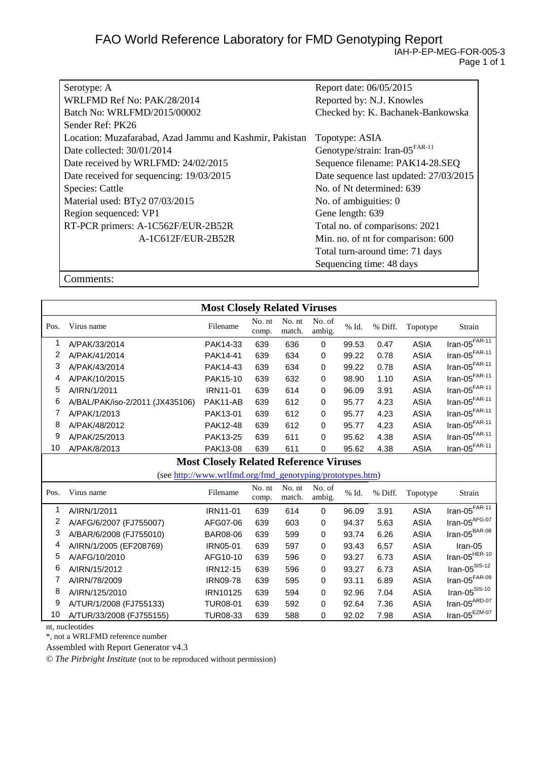# FAO World Reference Laboratory for FMD Genotyping Report

IAH-P-EP-MEG-FOR-005-3

| | |
|---|---|
| Serotype: A | Report date: 06/05/2015 |
| WRLFMD Ref No: PAK/28/2014 | Reported by: N.J. Knowles |
| Batch No: WRLFMD/2015/00002 | Checked by: K. Bachanek-Bankowska |
| Sender Ref: PK26 | |
| Location: Muzafarabad, Azad Jammu and Kashmir, Pakistan | Topotype: ASIA |
| Date collected: 30/01/2014 | Genotype/strain: Iran-05[FAR-11] |
| Date received by WRLFMD: 24/02/2015 | Sequence filename: PAK14-28.SEQ |
| Date received for sequencing: 19/03/2015 | Date sequence last updated: 27/03/2015 |
| Species: Cattle | No. of Nt determined: 639 |
| Material used: BTy2 07/03/2015 | No. of ambiguities: 0 |
| Region sequenced: VP1 | Gene length: 639 |
| RT-PCR primers: A-1C562F/EUR-2B52R | Total no. of comparisons: 2021 |
| A-1C612F/EUR-2B52R | Min. no. of nt for comparison: 600 |
| | Total turn-around time: 71 days |
| | Sequencing time: 48 days |

Comments:

## Most Closely Related Viruses

| Pos. | Virus name | Filename | No. nt comp. | No. nt match. | No. of ambig. | % Id. | % Diff. | Topotype | Strain |
|---|---|---|---|---|---|---|---|---|---|
| 1 | A/PAK/33/2014 | PAK14-33 | 639 | 636 | 0 | 99.53 | 0.47 | ASIA | Iran-05[FAR-11] |
| 2 | A/PAK/41/2014 | PAK14-41 | 639 | 634 | 0 | 99.22 | 0.78 | ASIA | Iran-05[FAR-11] |
| 3 | A/PAK/43/2014 | PAK14-43 | 639 | 634 | 0 | 99.22 | 0.78 | ASIA | Iran-05[FAR-11] |
| 4 | A/PAK/10/2015 | PAK15-10 | 639 | 632 | 0 | 98.90 | 1.10 | ASIA | Iran-05[FAR-11] |
| 5 | A/IRN/1/2011 | IRN11-01 | 639 | 614 | 0 | 96.09 | 3.91 | ASIA | Iran-05[FAR-11] |
| 6 | A/BAL/PAK/iso-2/2011 (JX435106) | PAK11-AB | 639 | 612 | 0 | 95.77 | 4.23 | ASIA | Iran-05[FAR-11] |
| 7 | A/PAK/1/2013 | PAK13-01 | 639 | 612 | 0 | 95.77 | 4.23 | ASIA | Iran-05[FAR-11] |
| 8 | A/PAK/48/2012 | PAK12-48 | 639 | 612 | 0 | 95.77 | 4.23 | ASIA | Iran-05[FAR-11] |
| 9 | A/PAK/25/2013 | PAK13-25 | 639 | 611 | 0 | 95.62 | 4.38 | ASIA | Iran-05[FAR-11] |
| 10 | A/PAK/8/2013 | PAK13-08 | 639 | 611 | 0 | 95.62 | 4.38 | ASIA | Iran-05[FAR-11] |

## Most Closely Related Reference Viruses

(see http://www.wrlfmd.org/fmd_genotyping/prototypes.htm)

| Pos. | Virus name | Filename | No. nt comp. | No. nt match. | No. of ambig. | % Id. | % Diff. | Topotype | Strain |
|---|---|---|---|---|---|---|---|---|---|
| 1 | A/IRN/1/2011 | IRN11-01 | 639 | 614 | 0 | 96.09 | 3.91 | ASIA | Iran-05[FAR-11] |
| 2 | A/AFG/6/2007 (FJ755007) | AFG07-06 | 639 | 603 | 0 | 94.37 | 5.63 | ASIA | Iran-05[AFG-07] |
| 3 | A/BAR/6/2008 (FJ755010) | BAR08-06 | 639 | 599 | 0 | 93.74 | 6.26 | ASIA | Iran-05[BAR-08] |
| 4 | A/IRN/1/2005 (EF208769) | IRN05-01 | 639 | 597 | 0 | 93.43 | 6.57 | ASIA | Iran-05 |
| 5 | A/AFG/10/2010 | AFG10-10 | 639 | 596 | 0 | 93.27 | 6.73 | ASIA | Iran-05[HER-10] |
| 6 | A/IRN/15/2012 | IRN12-15 | 639 | 596 | 0 | 93.27 | 6.73 | ASIA | Iran-05[SIS-12] |
| 7 | A/IRN/78/2009 | IRN09-78 | 639 | 595 | 0 | 93.11 | 6.89 | ASIA | Iran-05[FAR-09] |
| 8 | A/IRN/125/2010 | IRN10125 | 639 | 594 | 0 | 92.96 | 7.04 | ASIA | Iran-05[SIS-10] |
| 9 | A/TUR/1/2008 (FJ755133) | TUR08-01 | 639 | 592 | 0 | 92.64 | 7.36 | ASIA | Iran-05[ARD-07] |
| 10 | A/TUR/33/2008 (FJ755155) | TUR08-33 | 639 | 588 | 0 | 92.02 | 7.98 | ASIA | Iran-05[EZM-07] |

nt, nucleotides

*, not a WRLFMD reference number

Assembled with Report Generator v4.3

© *The Pirbright Institute* (not to be reproduced without permission)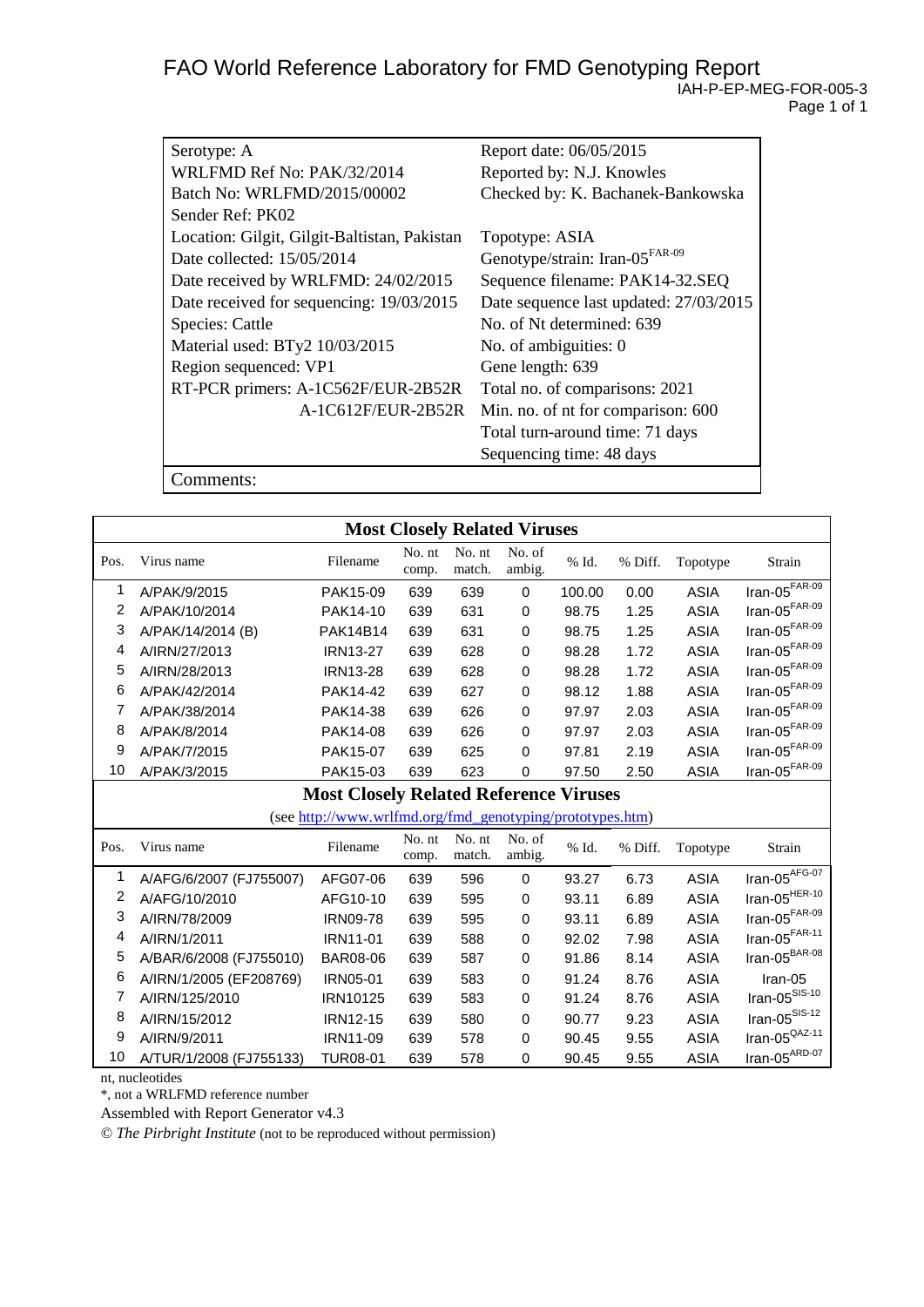# FAO World Reference Laboratory for FMD Genotyping Report

IAH-P-EP-MEG-FOR-005-3

| | |
|---|---|
| Serotype: A | Report date: 06/05/2015 |
| WRLFMD Ref No: PAK/32/2014 | Reported by: N.J. Knowles |
| Batch No: WRLFMD/2015/00002 | Checked by: K. Bachanek-Bankowska |
| Sender Ref: PK02 | |
| Location: Gilgit, Gilgit-Baltistan, Pakistan | Topotype: ASIA |
| Date collected: 15/05/2014 | Genotype/strain: Iran-05$^{FAR-09}$ |
| Date received by WRLFMD: 24/02/2015 | Sequence filename: PAK14-32.SEQ |
| Date received for sequencing: 19/03/2015 | Date sequence last updated: 27/03/2015 |
| Species: Cattle | No. of Nt determined: 639 |
| Material used: BTy2 10/03/2015 | No. of ambiguities: 0 |
| Region sequenced: VP1 | Gene length: 639 |
| RT-PCR primers: A-1C562F/EUR-2B52R | Total no. of comparisons: 2021 |
| A-1C612F/EUR-2B52R | Min. no. of nt for comparison: 600 |
| | Total turn-around time: 71 days |
| | Sequencing time: 48 days |

Comments:

**Most Closely Related Viruses**

| Pos. | Virus name | Filename | No. nt comp. | No. nt match. | No. of ambig. | % Id. | % Diff. | Topotype | Strain |
|---|---|---|---|---|---|---|---|---|---|
| 1 | A/PAK/9/2015 | PAK15-09 | 639 | 639 | 0 | 100.00 | 0.00 | ASIA | Iran-05$^{FAR-09}$ |
| 2 | A/PAK/10/2014 | PAK14-10 | 639 | 631 | 0 | 98.75 | 1.25 | ASIA | Iran-05$^{FAR-09}$ |
| 3 | A/PAK/14/2014 (B) | PAK14B14 | 639 | 631 | 0 | 98.75 | 1.25 | ASIA | Iran-05$^{FAR-09}$ |
| 4 | A/IRN/27/2013 | IRN13-27 | 639 | 628 | 0 | 98.28 | 1.72 | ASIA | Iran-05$^{FAR-09}$ |
| 5 | A/IRN/28/2013 | IRN13-28 | 639 | 628 | 0 | 98.28 | 1.72 | ASIA | Iran-05$^{FAR-09}$ |
| 6 | A/PAK/42/2014 | PAK14-42 | 639 | 627 | 0 | 98.12 | 1.88 | ASIA | Iran-05$^{FAR-09}$ |
| 7 | A/PAK/38/2014 | PAK14-38 | 639 | 626 | 0 | 97.97 | 2.03 | ASIA | Iran-05$^{FAR-09}$ |
| 8 | A/PAK/8/2014 | PAK14-08 | 639 | 626 | 0 | 97.97 | 2.03 | ASIA | Iran-05$^{FAR-09}$ |
| 9 | A/PAK/7/2015 | PAK15-07 | 639 | 625 | 0 | 97.81 | 2.19 | ASIA | Iran-05$^{FAR-09}$ |
| 10 | A/PAK/3/2015 | PAK15-03 | 639 | 623 | 0 | 97.50 | 2.50 | ASIA | Iran-05$^{FAR-09}$ |

**Most Closely Related Reference Viruses**

(see http://www.wrlfmd.org/fmd_genotyping/prototypes.htm)

| Pos. | Virus name | Filename | No. nt comp. | No. nt match. | No. of ambig. | % Id. | % Diff. | Topotype | Strain |
|---|---|---|---|---|---|---|---|---|---|
| 1 | A/AFG/6/2007 (FJ755007) | AFG07-06 | 639 | 596 | 0 | 93.27 | 6.73 | ASIA | Iran-05$^{AFG-07}$ |
| 2 | A/AFG/10/2010 | AFG10-10 | 639 | 595 | 0 | 93.11 | 6.89 | ASIA | Iran-05$^{HER-10}$ |
| 3 | A/IRN/78/2009 | IRN09-78 | 639 | 595 | 0 | 93.11 | 6.89 | ASIA | Iran-05$^{FAR-09}$ |
| 4 | A/IRN/1/2011 | IRN11-01 | 639 | 588 | 0 | 92.02 | 7.98 | ASIA | Iran-05$^{FAR-11}$ |
| 5 | A/BAR/6/2008 (FJ755010) | BAR08-06 | 639 | 587 | 0 | 91.86 | 8.14 | ASIA | Iran-05$^{BAR-08}$ |
| 6 | A/IRN/1/2005 (EF208769) | IRN05-01 | 639 | 583 | 0 | 91.24 | 8.76 | ASIA | Iran-05 |
| 7 | A/IRN/125/2010 | IRN10125 | 639 | 583 | 0 | 91.24 | 8.76 | ASIA | Iran-05$^{SIS-10}$ |
| 8 | A/IRN/15/2012 | IRN12-15 | 639 | 580 | 0 | 90.77 | 9.23 | ASIA | Iran-05$^{SIS-12}$ |
| 9 | A/IRN/9/2011 | IRN11-09 | 639 | 578 | 0 | 90.45 | 9.55 | ASIA | Iran-05$^{QAZ-11}$ |
| 10 | A/TUR/1/2008 (FJ755133) | TUR08-01 | 639 | 578 | 0 | 90.45 | 9.55 | ASIA | Iran-05$^{ARD-07}$ |

nt, nucleotides

*, not a WRLFMD reference number

Assembled with Report Generator v4.3

© *The Pirbright Institute* (not to be reproduced without permission)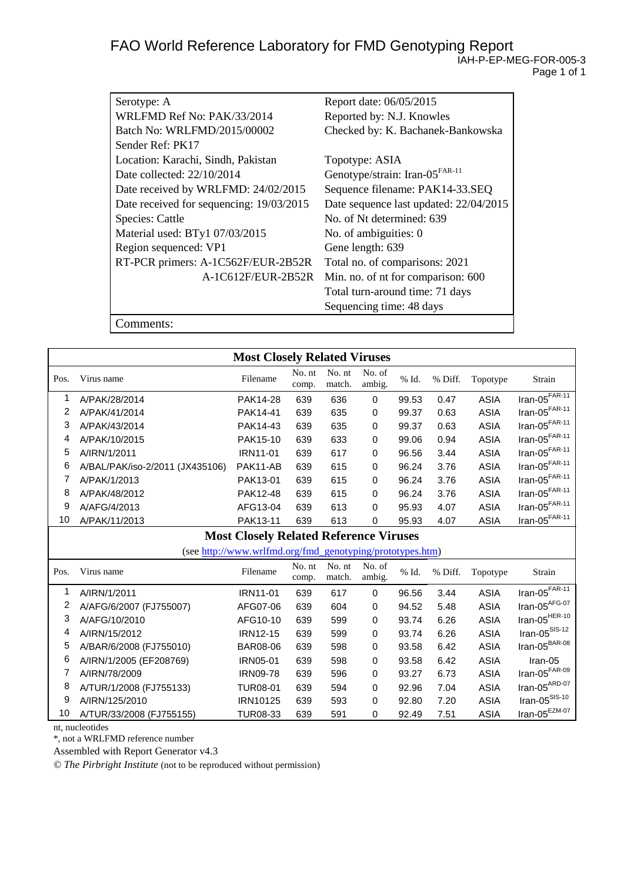# FAO World Reference Laboratory for FMD Genotyping Report

IAH-P-EP-MEG-FOR-005-3

| | |
|---|---|
| Serotype: A | Report date: 06/05/2015 |
| WRLFMD Ref No: PAK/33/2014 | Reported by: N.J. Knowles |
| Batch No: WRLFMD/2015/00002 | Checked by: K. Bachanek-Bankowska |
| Sender Ref: PK17 | |
| Location: Karachi, Sindh, Pakistan | Topotype: ASIA |
| Date collected: 22/10/2014 | Genotype/strain: Iran-05[FAR-11] |
| Date received by WRLFMD: 24/02/2015 | Sequence filename: PAK14-33.SEQ |
| Date received for sequencing: 19/03/2015 | Date sequence last updated: 22/04/2015 |
| Species: Cattle | No. of Nt determined: 639 |
| Material used: BTy1 07/03/2015 | No. of ambiguities: 0 |
| Region sequenced: VP1 | Gene length: 639 |
| RT-PCR primers: A-1C562F/EUR-2B52R | Total no. of comparisons: 2021 |
| A-1C612F/EUR-2B52R | Min. no. of nt for comparison: 600 |
| | Total turn-around time: 71 days |
| | Sequencing time: 48 days |

Comments:

**Most Closely Related Viruses**

| Pos. | Virus name | Filename | No. nt comp. | No. nt match. | No. of ambig. | % Id. | % Diff. | Topotype | Strain |
|---|---|---|---|---|---|---|---|---|---|
| 1 | A/PAK/28/2014 | PAK14-28 | 639 | 636 | 0 | 99.53 | 0.47 | ASIA | Iran-05[FAR-11] |
| 2 | A/PAK/41/2014 | PAK14-41 | 639 | 635 | 0 | 99.37 | 0.63 | ASIA | Iran-05[FAR-11] |
| 3 | A/PAK/43/2014 | PAK14-43 | 639 | 635 | 0 | 99.37 | 0.63 | ASIA | Iran-05[FAR-11] |
| 4 | A/PAK/10/2015 | PAK15-10 | 639 | 633 | 0 | 99.06 | 0.94 | ASIA | Iran-05[FAR-11] |
| 5 | A/IRN/1/2011 | IRN11-01 | 639 | 617 | 0 | 96.56 | 3.44 | ASIA | Iran-05[FAR-11] |
| 6 | A/BAL/PAK/iso-2/2011 (JX435106) | PAK11-AB | 639 | 615 | 0 | 96.24 | 3.76 | ASIA | Iran-05[FAR-11] |
| 7 | A/PAK/1/2013 | PAK13-01 | 639 | 615 | 0 | 96.24 | 3.76 | ASIA | Iran-05[FAR-11] |
| 8 | A/PAK/48/2012 | PAK12-48 | 639 | 615 | 0 | 96.24 | 3.76 | ASIA | Iran-05[FAR-11] |
| 9 | A/AFG/4/2013 | AFG13-04 | 639 | 613 | 0 | 95.93 | 4.07 | ASIA | Iran-05[FAR-11] |
| 10 | A/PAK/11/2013 | PAK13-11 | 639 | 613 | 0 | 95.93 | 4.07 | ASIA | Iran-05[FAR-11] |

**Most Closely Related Reference Viruses**

(see http://www.wrlfmd.org/fmd_genotyping/prototypes.htm)

| Pos. | Virus name | Filename | No. nt comp. | No. nt match. | No. of ambig. | % Id. | % Diff. | Topotype | Strain |
|---|---|---|---|---|---|---|---|---|---|
| 1 | A/IRN/1/2011 | IRN11-01 | 639 | 617 | 0 | 96.56 | 3.44 | ASIA | Iran-05[FAR-11] |
| 2 | A/AFG/6/2007 (FJ755007) | AFG07-06 | 639 | 604 | 0 | 94.52 | 5.48 | ASIA | Iran-05[AFG-07] |
| 3 | A/AFG/10/2010 | AFG10-10 | 639 | 599 | 0 | 93.74 | 6.26 | ASIA | Iran-05[HER-10] |
| 4 | A/IRN/15/2012 | IRN12-15 | 639 | 599 | 0 | 93.74 | 6.26 | ASIA | Iran-05[SIS-12] |
| 5 | A/BAR/6/2008 (FJ755010) | BAR08-06 | 639 | 598 | 0 | 93.58 | 6.42 | ASIA | Iran-05[BAR-08] |
| 6 | A/IRN/1/2005 (EF208769) | IRN05-01 | 639 | 598 | 0 | 93.58 | 6.42 | ASIA | Iran-05 |
| 7 | A/IRN/78/2009 | IRN09-78 | 639 | 596 | 0 | 93.27 | 6.73 | ASIA | Iran-05[FAR-09] |
| 8 | A/TUR/1/2008 (FJ755133) | TUR08-01 | 639 | 594 | 0 | 92.96 | 7.04 | ASIA | Iran-05[ARD-07] |
| 9 | A/IRN/125/2010 | IRN10125 | 639 | 593 | 0 | 92.80 | 7.20 | ASIA | Iran-05[SIS-10] |
| 10 | A/TUR/33/2008 (FJ755155) | TUR08-33 | 639 | 591 | 0 | 92.49 | 7.51 | ASIA | Iran-05[EZM-07] |

nt, nucleotides

*, not a WRLFMD reference number

Assembled with Report Generator v4.3

© *The Pirbright Institute* (not to be reproduced without permission)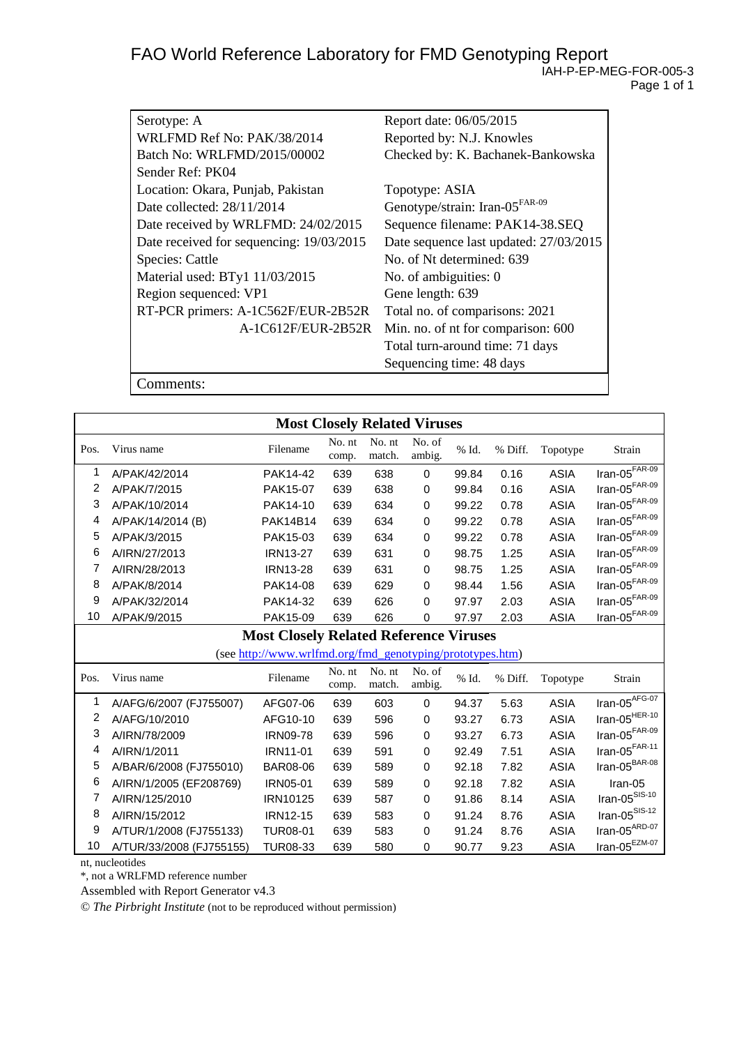# FAO World Reference Laboratory for FMD Genotyping Report

IAH-P-EP-MEG-FOR-005-3

| | |
|---|---|
| Serotype: A | Report date: 06/05/2015 |
| WRLFMD Ref No: PAK/38/2014 | Reported by: N.J. Knowles |
| Batch No: WRLFMD/2015/00002 | Checked by: K. Bachanek-Bankowska |
| Sender Ref: PK04 | |
| Location: Okara, Punjab, Pakistan | Topotype: ASIA |
| Date collected: 28/11/2014 | Genotype/strain: Iran-05$^{FAR-09}$ |
| Date received by WRLFMD: 24/02/2015 | Sequence filename: PAK14-38.SEQ |
| Date received for sequencing: 19/03/2015 | Date sequence last updated: 27/03/2015 |
| Species: Cattle | No. of Nt determined: 639 |
| Material used: BTy1 11/03/2015 | No. of ambiguities: 0 |
| Region sequenced: VP1 | Gene length: 639 |
| RT-PCR primers: A-1C562F/EUR-2B52R | Total no. of comparisons: 2021 |
| A-1C612F/EUR-2B52R | Min. no. of nt for comparison: 600 |
| | Total turn-around time: 71 days |
| | Sequencing time: 48 days |

Comments:

## Most Closely Related Viruses

| Pos. | Virus name | Filename | No. nt comp. | No. nt match. | No. of ambig. | % Id. | % Diff. | Topotype | Strain |
|---|---|---|---|---|---|---|---|---|---|
| 1 | A/PAK/42/2014 | PAK14-42 | 639 | 638 | 0 | 99.84 | 0.16 | ASIA | Iran-05$^{FAR-09}$ |
| 2 | A/PAK/7/2015 | PAK15-07 | 639 | 638 | 0 | 99.84 | 0.16 | ASIA | Iran-05$^{FAR-09}$ |
| 3 | A/PAK/10/2014 | PAK14-10 | 639 | 634 | 0 | 99.22 | 0.78 | ASIA | Iran-05$^{FAR-09}$ |
| 4 | A/PAK/14/2014 (B) | PAK14B14 | 639 | 634 | 0 | 99.22 | 0.78 | ASIA | Iran-05$^{FAR-09}$ |
| 5 | A/PAK/3/2015 | PAK15-03 | 639 | 634 | 0 | 99.22 | 0.78 | ASIA | Iran-05$^{FAR-09}$ |
| 6 | A/IRN/27/2013 | IRN13-27 | 639 | 631 | 0 | 98.75 | 1.25 | ASIA | Iran-05$^{FAR-09}$ |
| 7 | A/IRN/28/2013 | IRN13-28 | 639 | 631 | 0 | 98.75 | 1.25 | ASIA | Iran-05$^{FAR-09}$ |
| 8 | A/PAK/8/2014 | PAK14-08 | 639 | 629 | 0 | 98.44 | 1.56 | ASIA | Iran-05$^{FAR-09}$ |
| 9 | A/PAK/32/2014 | PAK14-32 | 639 | 626 | 0 | 97.97 | 2.03 | ASIA | Iran-05$^{FAR-09}$ |
| 10 | A/PAK/9/2015 | PAK15-09 | 639 | 626 | 0 | 97.97 | 2.03 | ASIA | Iran-05$^{FAR-09}$ |

## Most Closely Related Reference Viruses

(see http://www.wrlfmd.org/fmd_genotyping/prototypes.htm)

| Pos. | Virus name | Filename | No. nt comp. | No. nt match. | No. of ambig. | % Id. | % Diff. | Topotype | Strain |
|---|---|---|---|---|---|---|---|---|---|
| 1 | A/AFG/6/2007 (FJ755007) | AFG07-06 | 639 | 603 | 0 | 94.37 | 5.63 | ASIA | Iran-05$^{AFG-07}$ |
| 2 | A/AFG/10/2010 | AFG10-10 | 639 | 596 | 0 | 93.27 | 6.73 | ASIA | Iran-05$^{HER-10}$ |
| 3 | A/IRN/78/2009 | IRN09-78 | 639 | 596 | 0 | 93.27 | 6.73 | ASIA | Iran-05$^{FAR-09}$ |
| 4 | A/IRN/1/2011 | IRN11-01 | 639 | 591 | 0 | 92.49 | 7.51 | ASIA | Iran-05$^{FAR-11}$ |
| 5 | A/BAR/6/2008 (FJ755010) | BAR08-06 | 639 | 589 | 0 | 92.18 | 7.82 | ASIA | Iran-05$^{BAR-08}$ |
| 6 | A/IRN/1/2005 (EF208769) | IRN05-01 | 639 | 589 | 0 | 92.18 | 7.82 | ASIA | Iran-05 |
| 7 | A/IRN/125/2010 | IRN10125 | 639 | 587 | 0 | 91.86 | 8.14 | ASIA | Iran-05$^{SIS-10}$ |
| 8 | A/IRN/15/2012 | IRN12-15 | 639 | 583 | 0 | 91.24 | 8.76 | ASIA | Iran-05$^{SIS-12}$ |
| 9 | A/TUR/1/2008 (FJ755133) | TUR08-01 | 639 | 583 | 0 | 91.24 | 8.76 | ASIA | Iran-05$^{ARD-07}$ |
| 10 | A/TUR/33/2008 (FJ755155) | TUR08-33 | 639 | 580 | 0 | 90.77 | 9.23 | ASIA | Iran-05$^{EZM-07}$ |

nt, nucleotides

*, not a WRLFMD reference number

Assembled with Report Generator v4.3

© *The Pirbright Institute* (not to be reproduced without permission)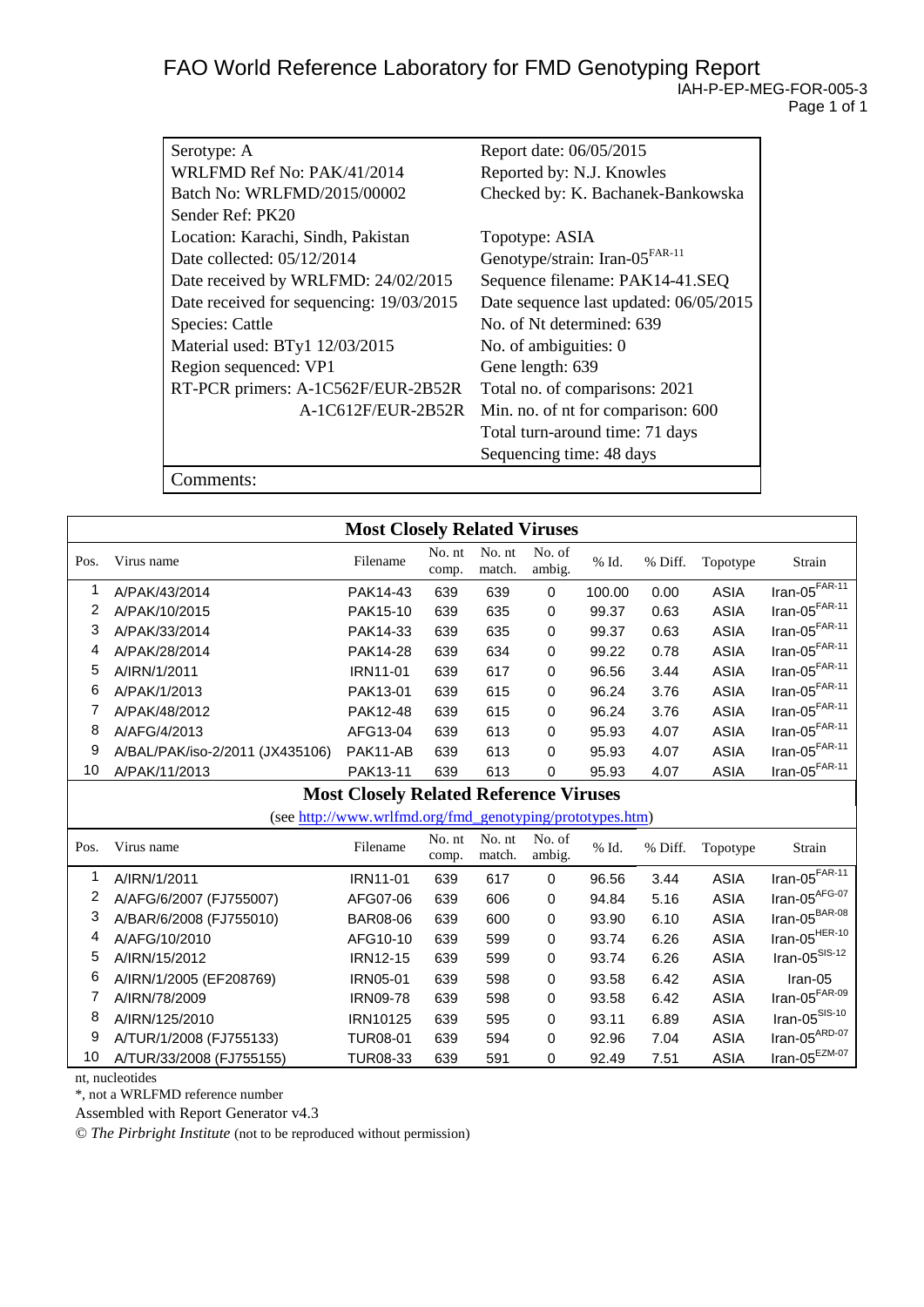# FAO World Reference Laboratory for FMD Genotyping Report

IAH-P-EP-MEG-FOR-005-3

| | |
|---|---|
| Serotype: A | Report date: 06/05/2015 |
| WRLFMD Ref No: PAK/41/2014 | Reported by: N.J. Knowles |
| Batch No: WRLFMD/2015/00002 | Checked by: K. Bachanek-Bankowska |
| Sender Ref: PK20 | |
| Location: Karachi, Sindh, Pakistan | Topotype: ASIA |
| Date collected: 05/12/2014 | Genotype/strain: Iran-05[FAR-11] |
| Date received by WRLFMD: 24/02/2015 | Sequence filename: PAK14-41.SEQ |
| Date received for sequencing: 19/03/2015 | Date sequence last updated: 06/05/2015 |
| Species: Cattle | No. of Nt determined: 639 |
| Material used: BTy1 12/03/2015 | No. of ambiguities: 0 |
| Region sequenced: VP1 | Gene length: 639 |
| RT-PCR primers: A-1C562F/EUR-2B52R | Total no. of comparisons: 2021 |
| A-1C612F/EUR-2B52R | Min. no. of nt for comparison: 600 |
| | Total turn-around time: 71 days |
| | Sequencing time: 48 days |

Comments:

## Most Closely Related Viruses

| Pos. | Virus name | Filename | No. nt comp. | No. nt match. | No. of ambig. | % Id. | % Diff. | Topotype | Strain |
|---|---|---|---|---|---|---|---|---|---|
| 1 | A/PAK/43/2014 | PAK14-43 | 639 | 639 | 0 | 100.00 | 0.00 | ASIA | Iran-05[FAR-11] |
| 2 | A/PAK/10/2015 | PAK15-10 | 639 | 635 | 0 | 99.37 | 0.63 | ASIA | Iran-05[FAR-11] |
| 3 | A/PAK/33/2014 | PAK14-33 | 639 | 635 | 0 | 99.37 | 0.63 | ASIA | Iran-05[FAR-11] |
| 4 | A/PAK/28/2014 | PAK14-28 | 639 | 634 | 0 | 99.22 | 0.78 | ASIA | Iran-05[FAR-11] |
| 5 | A/IRN/1/2011 | IRN11-01 | 639 | 617 | 0 | 96.56 | 3.44 | ASIA | Iran-05[FAR-11] |
| 6 | A/PAK/1/2013 | PAK13-01 | 639 | 615 | 0 | 96.24 | 3.76 | ASIA | Iran-05[FAR-11] |
| 7 | A/PAK/48/2012 | PAK12-48 | 639 | 615 | 0 | 96.24 | 3.76 | ASIA | Iran-05[FAR-11] |
| 8 | A/AFG/4/2013 | AFG13-04 | 639 | 613 | 0 | 95.93 | 4.07 | ASIA | Iran-05[FAR-11] |
| 9 | A/BAL/PAK/iso-2/2011 (JX435106) | PAK11-AB | 639 | 613 | 0 | 95.93 | 4.07 | ASIA | Iran-05[FAR-11] |
| 10 | A/PAK/11/2013 | PAK13-11 | 639 | 613 | 0 | 95.93 | 4.07 | ASIA | Iran-05[FAR-11] |

## Most Closely Related Reference Viruses

(see http://www.wrlfmd.org/fmd_genotyping/prototypes.htm)

| Pos. | Virus name | Filename | No. nt comp. | No. nt match. | No. of ambig. | % Id. | % Diff. | Topotype | Strain |
|---|---|---|---|---|---|---|---|---|---|
| 1 | A/IRN/1/2011 | IRN11-01 | 639 | 617 | 0 | 96.56 | 3.44 | ASIA | Iran-05[FAR-11] |
| 2 | A/AFG/6/2007 (FJ755007) | AFG07-06 | 639 | 606 | 0 | 94.84 | 5.16 | ASIA | Iran-05[AFG-07] |
| 3 | A/BAR/6/2008 (FJ755010) | BAR08-06 | 639 | 600 | 0 | 93.90 | 6.10 | ASIA | Iran-05[BAR-08] |
| 4 | A/AFG/10/2010 | AFG10-10 | 639 | 599 | 0 | 93.74 | 6.26 | ASIA | Iran-05[HER-10] |
| 5 | A/IRN/15/2012 | IRN12-15 | 639 | 599 | 0 | 93.74 | 6.26 | ASIA | Iran-05[SIS-12] |
| 6 | A/IRN/1/2005 (EF208769) | IRN05-01 | 639 | 598 | 0 | 93.58 | 6.42 | ASIA | Iran-05 |
| 7 | A/IRN/78/2009 | IRN09-78 | 639 | 598 | 0 | 93.58 | 6.42 | ASIA | Iran-05[FAR-09] |
| 8 | A/IRN/125/2010 | IRN10125 | 639 | 595 | 0 | 93.11 | 6.89 | ASIA | Iran-05[SIS-10] |
| 9 | A/TUR/1/2008 (FJ755133) | TUR08-01 | 639 | 594 | 0 | 92.96 | 7.04 | ASIA | Iran-05[ARD-07] |
| 10 | A/TUR/33/2008 (FJ755155) | TUR08-33 | 639 | 591 | 0 | 92.49 | 7.51 | ASIA | Iran-05[EZM-07] |

nt, nucleotides

*, not a WRLFMD reference number

Assembled with Report Generator v4.3

© *The Pirbright Institute* (not to be reproduced without permission)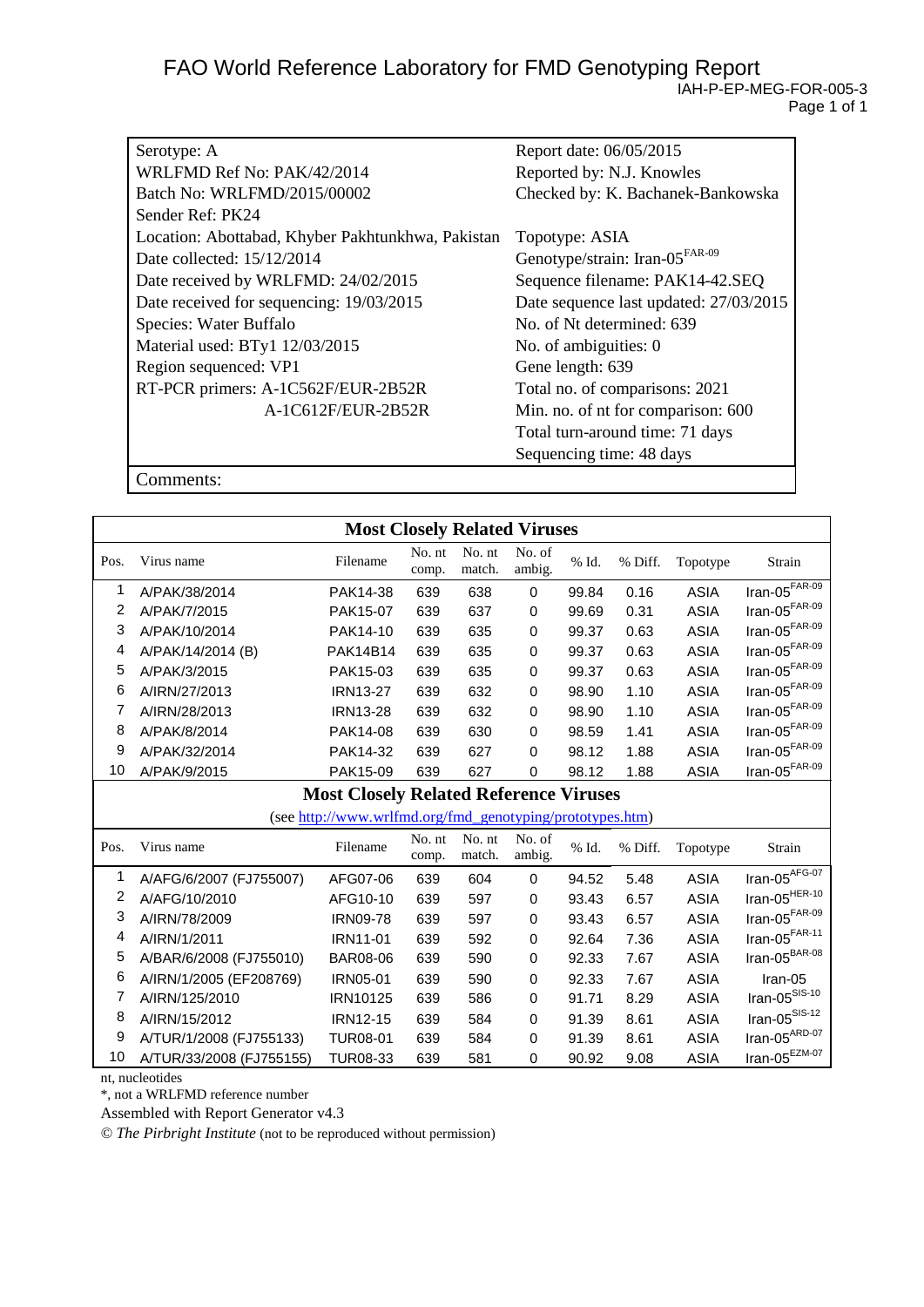# FAO World Reference Laboratory for FMD Genotyping Report

IAH-P-EP-MEG-FOR-005-3

| | |
|---|---|
| Serotype: A | Report date: 06/05/2015 |
| WRLFMD Ref No: PAK/42/2014 | Reported by: N.J. Knowles |
| Batch No: WRLFMD/2015/00002 | Checked by: K. Bachanek-Bankowska |
| Sender Ref: PK24 | |
| Location: Abottabad, Khyber Pakhtunkhwa, Pakistan | Topotype: ASIA |
| Date collected: 15/12/2014 | Genotype/strain: Iran-05$^{FAR-09}$ |
| Date received by WRLFMD: 24/02/2015 | Sequence filename: PAK14-42.SEQ |
| Date received for sequencing: 19/03/2015 | Date sequence last updated: 27/03/2015 |
| Species: Water Buffalo | No. of Nt determined: 639 |
| Material used: BTy1 12/03/2015 | No. of ambiguities: 0 |
| Region sequenced: VP1 | Gene length: 639 |
| RT-PCR primers: A-1C562F/EUR-2B52R | Total no. of comparisons: 2021 |
| A-1C612F/EUR-2B52R | Min. no. of nt for comparison: 600 |
| | Total turn-around time: 71 days |
| | Sequencing time: 48 days |

Comments:

**Most Closely Related Viruses**

| Pos. | Virus name | Filename | No. nt comp. | No. nt match. | No. of ambig. | % Id. | % Diff. | Topotype | Strain |
|---|---|---|---|---|---|---|---|---|---|
| 1 | A/PAK/38/2014 | PAK14-38 | 639 | 638 | 0 | 99.84 | 0.16 | ASIA | Iran-05$^{FAR-09}$ |
| 2 | A/PAK/7/2015 | PAK15-07 | 639 | 637 | 0 | 99.69 | 0.31 | ASIA | Iran-05$^{FAR-09}$ |
| 3 | A/PAK/10/2014 | PAK14-10 | 639 | 635 | 0 | 99.37 | 0.63 | ASIA | Iran-05$^{FAR-09}$ |
| 4 | A/PAK/14/2014 (B) | PAK14B14 | 639 | 635 | 0 | 99.37 | 0.63 | ASIA | Iran-05$^{FAR-09}$ |
| 5 | A/PAK/3/2015 | PAK15-03 | 639 | 635 | 0 | 99.37 | 0.63 | ASIA | Iran-05$^{FAR-09}$ |
| 6 | A/IRN/27/2013 | IRN13-27 | 639 | 632 | 0 | 98.90 | 1.10 | ASIA | Iran-05$^{FAR-09}$ |
| 7 | A/IRN/28/2013 | IRN13-28 | 639 | 632 | 0 | 98.90 | 1.10 | ASIA | Iran-05$^{FAR-09}$ |
| 8 | A/PAK/8/2014 | PAK14-08 | 639 | 630 | 0 | 98.59 | 1.41 | ASIA | Iran-05$^{FAR-09}$ |
| 9 | A/PAK/32/2014 | PAK14-32 | 639 | 627 | 0 | 98.12 | 1.88 | ASIA | Iran-05$^{FAR-09}$ |
| 10 | A/PAK/9/2015 | PAK15-09 | 639 | 627 | 0 | 98.12 | 1.88 | ASIA | Iran-05$^{FAR-09}$ |

**Most Closely Related Reference Viruses**

(see http://www.wrlfmd.org/fmd_genotyping/prototypes.htm)

| Pos. | Virus name | Filename | No. nt comp. | No. nt match. | No. of ambig. | % Id. | % Diff. | Topotype | Strain |
|---|---|---|---|---|---|---|---|---|---|
| 1 | A/AFG/6/2007 (FJ755007) | AFG07-06 | 639 | 604 | 0 | 94.52 | 5.48 | ASIA | Iran-05$^{AFG-07}$ |
| 2 | A/AFG/10/2010 | AFG10-10 | 639 | 597 | 0 | 93.43 | 6.57 | ASIA | Iran-05$^{HER-10}$ |
| 3 | A/IRN/78/2009 | IRN09-78 | 639 | 597 | 0 | 93.43 | 6.57 | ASIA | Iran-05$^{FAR-09}$ |
| 4 | A/IRN/1/2011 | IRN11-01 | 639 | 592 | 0 | 92.64 | 7.36 | ASIA | Iran-05$^{FAR-11}$ |
| 5 | A/BAR/6/2008 (FJ755010) | BAR08-06 | 639 | 590 | 0 | 92.33 | 7.67 | ASIA | Iran-05$^{BAR-08}$ |
| 6 | A/IRN/1/2005 (EF208769) | IRN05-01 | 639 | 590 | 0 | 92.33 | 7.67 | ASIA | Iran-05 |
| 7 | A/IRN/125/2010 | IRN10125 | 639 | 586 | 0 | 91.71 | 8.29 | ASIA | Iran-05$^{SIS-10}$ |
| 8 | A/IRN/15/2012 | IRN12-15 | 639 | 584 | 0 | 91.39 | 8.61 | ASIA | Iran-05$^{SIS-12}$ |
| 9 | A/TUR/1/2008 (FJ755133) | TUR08-01 | 639 | 584 | 0 | 91.39 | 8.61 | ASIA | Iran-05$^{ARD-07}$ |
| 10 | A/TUR/33/2008 (FJ755155) | TUR08-33 | 639 | 581 | 0 | 90.92 | 9.08 | ASIA | Iran-05$^{EZM-07}$ |

nt, nucleotides

*, not a WRLFMD reference number

Assembled with Report Generator v4.3

© *The Pirbright Institute* (not to be reproduced without permission)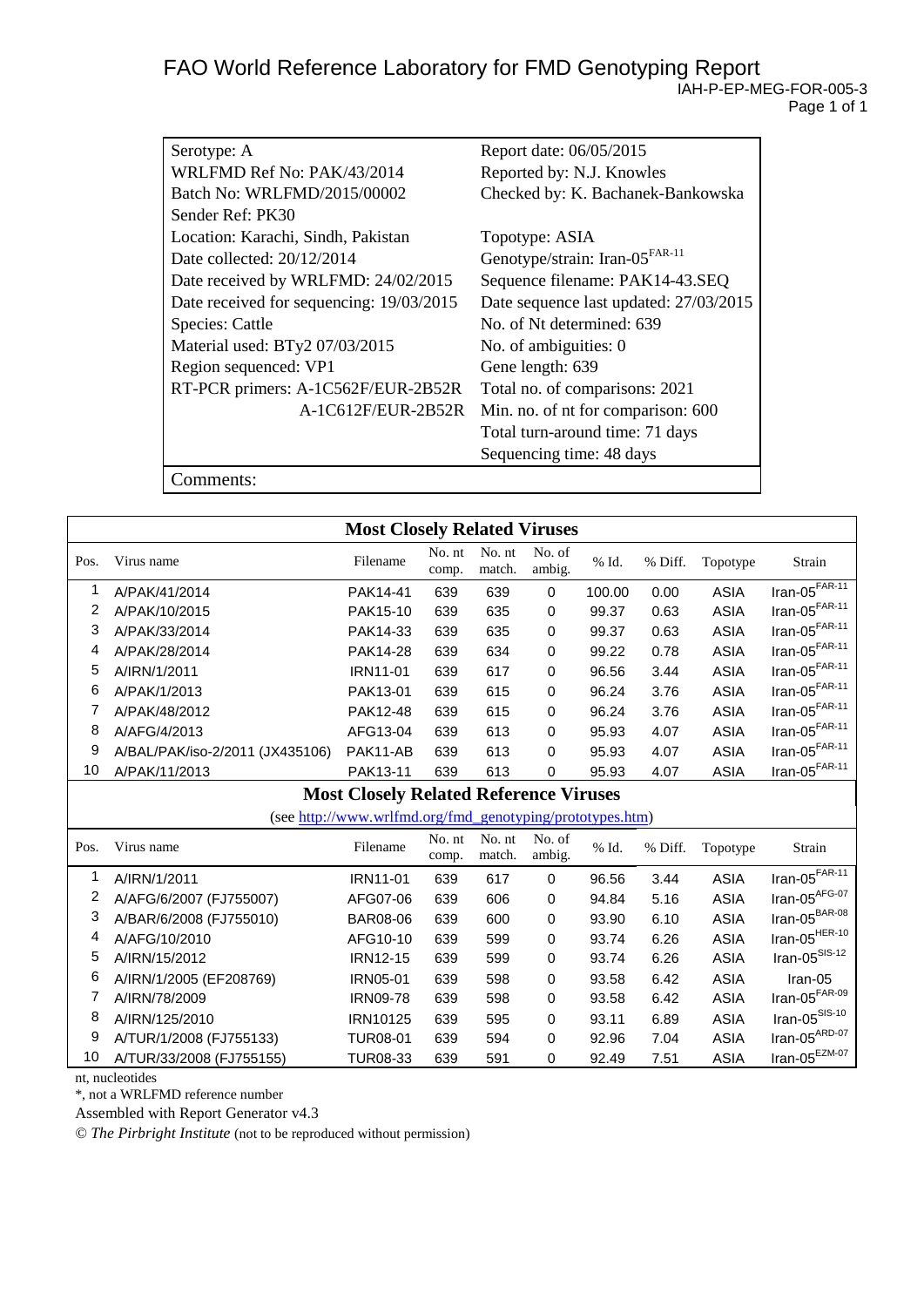# FAO World Reference Laboratory for FMD Genotyping Report

IAH-P-EP-MEG-FOR-005-3

| | |
|---|---|
| Serotype: A | Report date: 06/05/2015 |
| WRLFMD Ref No: PAK/43/2014 | Reported by: N.J. Knowles |
| Batch No: WRLFMD/2015/00002 | Checked by: K. Bachanek-Bankowska |
| Sender Ref: PK30 | |
| Location: Karachi, Sindh, Pakistan | Topotype: ASIA |
| Date collected: 20/12/2014 | Genotype/strain: Iran-05[FAR-11] |
| Date received by WRLFMD: 24/02/2015 | Sequence filename: PAK14-43.SEQ |
| Date received for sequencing: 19/03/2015 | Date sequence last updated: 27/03/2015 |
| Species: Cattle | No. of Nt determined: 639 |
| Material used: BTy2 07/03/2015 | No. of ambiguities: 0 |
| Region sequenced: VP1 | Gene length: 639 |
| RT-PCR primers: A-1C562F/EUR-2B52R | Total no. of comparisons: 2021 |
| A-1C612F/EUR-2B52R | Min. no. of nt for comparison: 600 |
| | Total turn-around time: 71 days |
| | Sequencing time: 48 days |
| Comments: | |

## Most Closely Related Viruses

| Pos. | Virus name | Filename | No. nt comp. | No. nt match. | No. of ambig. | % Id. | % Diff. | Topotype | Strain |
|---|---|---|---|---|---|---|---|---|---|
| 1 | A/PAK/41/2014 | PAK14-41 | 639 | 639 | 0 | 100.00 | 0.00 | ASIA | Iran-05[FAR-11] |
| 2 | A/PAK/10/2015 | PAK15-10 | 639 | 635 | 0 | 99.37 | 0.63 | ASIA | Iran-05[FAR-11] |
| 3 | A/PAK/33/2014 | PAK14-33 | 639 | 635 | 0 | 99.37 | 0.63 | ASIA | Iran-05[FAR-11] |
| 4 | A/PAK/28/2014 | PAK14-28 | 639 | 634 | 0 | 99.22 | 0.78 | ASIA | Iran-05[FAR-11] |
| 5 | A/IRN/1/2011 | IRN11-01 | 639 | 617 | 0 | 96.56 | 3.44 | ASIA | Iran-05[FAR-11] |
| 6 | A/PAK/1/2013 | PAK13-01 | 639 | 615 | 0 | 96.24 | 3.76 | ASIA | Iran-05[FAR-11] |
| 7 | A/PAK/48/2012 | PAK12-48 | 639 | 615 | 0 | 96.24 | 3.76 | ASIA | Iran-05[FAR-11] |
| 8 | A/AFG/4/2013 | AFG13-04 | 639 | 613 | 0 | 95.93 | 4.07 | ASIA | Iran-05[FAR-11] |
| 9 | A/BAL/PAK/iso-2/2011 (JX435106) | PAK11-AB | 639 | 613 | 0 | 95.93 | 4.07 | ASIA | Iran-05[FAR-11] |
| 10 | A/PAK/11/2013 | PAK13-11 | 639 | 613 | 0 | 95.93 | 4.07 | ASIA | Iran-05[FAR-11] |

## Most Closely Related Reference Viruses

(see http://www.wrlfmd.org/fmd_genotyping/prototypes.htm)

| Pos. | Virus name | Filename | No. nt comp. | No. nt match. | No. of ambig. | % Id. | % Diff. | Topotype | Strain |
|---|---|---|---|---|---|---|---|---|---|
| 1 | A/IRN/1/2011 | IRN11-01 | 639 | 617 | 0 | 96.56 | 3.44 | ASIA | Iran-05[FAR-11] |
| 2 | A/AFG/6/2007 (FJ755007) | AFG07-06 | 639 | 606 | 0 | 94.84 | 5.16 | ASIA | Iran-05[AFG-07] |
| 3 | A/BAR/6/2008 (FJ755010) | BAR08-06 | 639 | 600 | 0 | 93.90 | 6.10 | ASIA | Iran-05[BAR-08] |
| 4 | A/AFG/10/2010 | AFG10-10 | 639 | 599 | 0 | 93.74 | 6.26 | ASIA | Iran-05[HER-10] |
| 5 | A/IRN/15/2012 | IRN12-15 | 639 | 599 | 0 | 93.74 | 6.26 | ASIA | Iran-05[SIS-12] |
| 6 | A/IRN/1/2005 (EF208769) | IRN05-01 | 639 | 598 | 0 | 93.58 | 6.42 | ASIA | Iran-05 |
| 7 | A/IRN/78/2009 | IRN09-78 | 639 | 598 | 0 | 93.58 | 6.42 | ASIA | Iran-05[FAR-09] |
| 8 | A/IRN/125/2010 | IRN10125 | 639 | 595 | 0 | 93.11 | 6.89 | ASIA | Iran-05[SIS-10] |
| 9 | A/TUR/1/2008 (FJ755133) | TUR08-01 | 639 | 594 | 0 | 92.96 | 7.04 | ASIA | Iran-05[ARD-07] |
| 10 | A/TUR/33/2008 (FJ755155) | TUR08-33 | 639 | 591 | 0 | 92.49 | 7.51 | ASIA | Iran-05[EZM-07] |

nt, nucleotides

*, not a WRLFMD reference number

Assembled with Report Generator v4.3

© *The Pirbright Institute* (not to be reproduced without permission)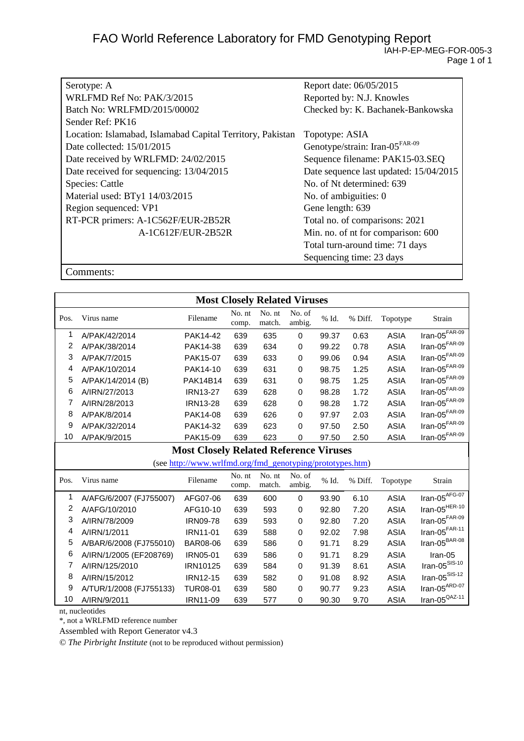# FAO World Reference Laboratory for FMD Genotyping Report

IAH-P-EP-MEG-FOR-005-3

| | |
|---|---|
| Serotype: A | Report date: 06/05/2015 |
| WRLFMD Ref No: PAK/3/2015 | Reported by: N.J. Knowles |
| Batch No: WRLFMD/2015/00002 | Checked by: K. Bachanek-Bankowska |
| Sender Ref: PK16 | |
| Location: Islamabad, Islamabad Capital Territory, Pakistan | Topotype: ASIA |
| Date collected: 15/01/2015 | Genotype/strain: Iran-05$^{FAR-09}$ |
| Date received by WRLFMD: 24/02/2015 | Sequence filename: PAK15-03.SEQ |
| Date received for sequencing: 13/04/2015 | Date sequence last updated: 15/04/2015 |
| Species: Cattle | No. of Nt determined: 639 |
| Material used: BTy1 14/03/2015 | No. of ambiguities: 0 |
| Region sequenced: VP1 | Gene length: 639 |
| RT-PCR primers: A-1C562F/EUR-2B52R | Total no. of comparisons: 2021 |
| A-1C612F/EUR-2B52R | Min. no. of nt for comparison: 600 |
| | Total turn-around time: 71 days |
| | Sequencing time: 23 days |

Comments:

## Most Closely Related Viruses

| Pos. | Virus name | Filename | No. nt comp. | No. nt match. | No. of ambig. | % Id. | % Diff. | Topotype | Strain |
|---|---|---|---|---|---|---|---|---|---|
| 1 | A/PAK/42/2014 | PAK14-42 | 639 | 635 | 0 | 99.37 | 0.63 | ASIA | Iran-05$^{FAR-09}$ |
| 2 | A/PAK/38/2014 | PAK14-38 | 639 | 634 | 0 | 99.22 | 0.78 | ASIA | Iran-05$^{FAR-09}$ |
| 3 | A/PAK/7/2015 | PAK15-07 | 639 | 633 | 0 | 99.06 | 0.94 | ASIA | Iran-05$^{FAR-09}$ |
| 4 | A/PAK/10/2014 | PAK14-10 | 639 | 631 | 0 | 98.75 | 1.25 | ASIA | Iran-05$^{FAR-09}$ |
| 5 | A/PAK/14/2014 (B) | PAK14B14 | 639 | 631 | 0 | 98.75 | 1.25 | ASIA | Iran-05$^{FAR-09}$ |
| 6 | A/IRN/27/2013 | IRN13-27 | 639 | 628 | 0 | 98.28 | 1.72 | ASIA | Iran-05$^{FAR-09}$ |
| 7 | A/IRN/28/2013 | IRN13-28 | 639 | 628 | 0 | 98.28 | 1.72 | ASIA | Iran-05$^{FAR-09}$ |
| 8 | A/PAK/8/2014 | PAK14-08 | 639 | 626 | 0 | 97.97 | 2.03 | ASIA | Iran-05$^{FAR-09}$ |
| 9 | A/PAK/32/2014 | PAK14-32 | 639 | 623 | 0 | 97.50 | 2.50 | ASIA | Iran-05$^{FAR-09}$ |
| 10 | A/PAK/9/2015 | PAK15-09 | 639 | 623 | 0 | 97.50 | 2.50 | ASIA | Iran-05$^{FAR-09}$ |

## Most Closely Related Reference Viruses

(see http://www.wrlfmd.org/fmd_genotyping/prototypes.htm)

| Pos. | Virus name | Filename | No. nt comp. | No. nt match. | No. of ambig. | % Id. | % Diff. | Topotype | Strain |
|---|---|---|---|---|---|---|---|---|---|
| 1 | A/AFG/6/2007 (FJ755007) | AFG07-06 | 639 | 600 | 0 | 93.90 | 6.10 | ASIA | Iran-05$^{AFG-07}$ |
| 2 | A/AFG/10/2010 | AFG10-10 | 639 | 593 | 0 | 92.80 | 7.20 | ASIA | Iran-05$^{HER-10}$ |
| 3 | A/IRN/78/2009 | IRN09-78 | 639 | 593 | 0 | 92.80 | 7.20 | ASIA | Iran-05$^{FAR-09}$ |
| 4 | A/IRN/1/2011 | IRN11-01 | 639 | 588 | 0 | 92.02 | 7.98 | ASIA | Iran-05$^{FAR-11}$ |
| 5 | A/BAR/6/2008 (FJ755010) | BAR08-06 | 639 | 586 | 0 | 91.71 | 8.29 | ASIA | Iran-05$^{BAR-08}$ |
| 6 | A/IRN/1/2005 (EF208769) | IRN05-01 | 639 | 586 | 0 | 91.71 | 8.29 | ASIA | Iran-05 |
| 7 | A/IRN/125/2010 | IRN10125 | 639 | 584 | 0 | 91.39 | 8.61 | ASIA | Iran-05$^{SIS-10}$ |
| 8 | A/IRN/15/2012 | IRN12-15 | 639 | 582 | 0 | 91.08 | 8.92 | ASIA | Iran-05$^{SIS-12}$ |
| 9 | A/TUR/1/2008 (FJ755133) | TUR08-01 | 639 | 580 | 0 | 90.77 | 9.23 | ASIA | Iran-05$^{ARD-07}$ |
| 10 | A/IRN/9/2011 | IRN11-09 | 639 | 577 | 0 | 90.30 | 9.70 | ASIA | Iran-05$^{QAZ-11}$ |

nt, nucleotides

*, not a WRLFMD reference number

Assembled with Report Generator v4.3

© *The Pirbright Institute* (not to be reproduced without permission)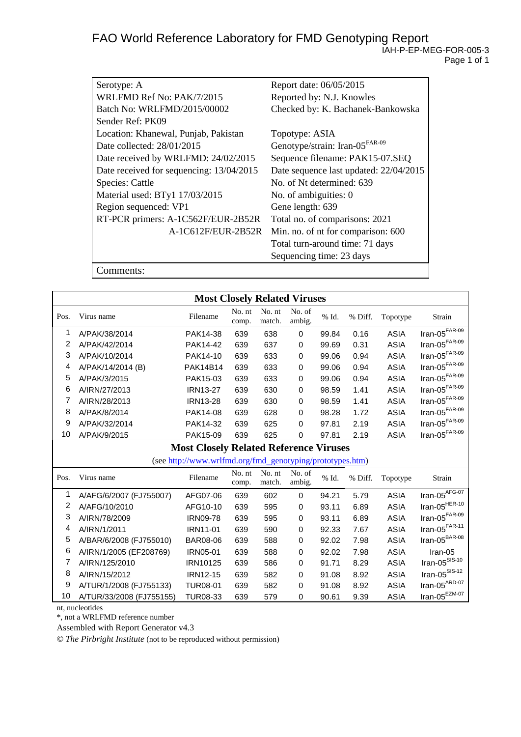# FAO World Reference Laboratory for FMD Genotyping Report

IAH-P-EP-MEG-FOR-005-3

| | |
|---|---|
| Serotype: A | Report date: 06/05/2015 |
| WRLFMD Ref No: PAK/7/2015 | Reported by: N.J. Knowles |
| Batch No: WRLFMD/2015/00002 | Checked by: K. Bachanek-Bankowska |
| Sender Ref: PK09 | |
| Location: Khanewal, Punjab, Pakistan | Topotype: ASIA |
| Date collected: 28/01/2015 | Genotype/strain: Iran-05$^{FAR-09}$ |
| Date received by WRLFMD: 24/02/2015 | Sequence filename: PAK15-07.SEQ |
| Date received for sequencing: 13/04/2015 | Date sequence last updated: 22/04/2015 |
| Species: Cattle | No. of Nt determined: 639 |
| Material used: BTy1 17/03/2015 | No. of ambiguities: 0 |
| Region sequenced: VP1 | Gene length: 639 |
| RT-PCR primers: A-1C562F/EUR-2B52R | Total no. of comparisons: 2021 |
| A-1C612F/EUR-2B52R | Min. no. of nt for comparison: 600 |
| | Total turn-around time: 71 days |
| | Sequencing time: 23 days |

Comments:

## Most Closely Related Viruses

| Pos. | Virus name | Filename | No. nt comp. | No. nt match. | No. of ambig. | % Id. | % Diff. | Topotype | Strain |
|---|---|---|---|---|---|---|---|---|---|
| 1 | A/PAK/38/2014 | PAK14-38 | 639 | 638 | 0 | 99.84 | 0.16 | ASIA | Iran-05$^{FAR-09}$ |
| 2 | A/PAK/42/2014 | PAK14-42 | 639 | 637 | 0 | 99.69 | 0.31 | ASIA | Iran-05$^{FAR-09}$ |
| 3 | A/PAK/10/2014 | PAK14-10 | 639 | 633 | 0 | 99.06 | 0.94 | ASIA | Iran-05$^{FAR-09}$ |
| 4 | A/PAK/14/2014 (B) | PAK14B14 | 639 | 633 | 0 | 99.06 | 0.94 | ASIA | Iran-05$^{FAR-09}$ |
| 5 | A/PAK/3/2015 | PAK15-03 | 639 | 633 | 0 | 99.06 | 0.94 | ASIA | Iran-05$^{FAR-09}$ |
| 6 | A/IRN/27/2013 | IRN13-27 | 639 | 630 | 0 | 98.59 | 1.41 | ASIA | Iran-05$^{FAR-09}$ |
| 7 | A/IRN/28/2013 | IRN13-28 | 639 | 630 | 0 | 98.59 | 1.41 | ASIA | Iran-05$^{FAR-09}$ |
| 8 | A/PAK/8/2014 | PAK14-08 | 639 | 628 | 0 | 98.28 | 1.72 | ASIA | Iran-05$^{FAR-09}$ |
| 9 | A/PAK/32/2014 | PAK14-32 | 639 | 625 | 0 | 97.81 | 2.19 | ASIA | Iran-05$^{FAR-09}$ |
| 10 | A/PAK/9/2015 | PAK15-09 | 639 | 625 | 0 | 97.81 | 2.19 | ASIA | Iran-05$^{FAR-09}$ |

## Most Closely Related Reference Viruses

(see http://www.wrlfmd.org/fmd_genotyping/prototypes.htm)

| Pos. | Virus name | Filename | No. nt comp. | No. nt match. | No. of ambig. | % Id. | % Diff. | Topotype | Strain |
|---|---|---|---|---|---|---|---|---|---|
| 1 | A/AFG/6/2007 (FJ755007) | AFG07-06 | 639 | 602 | 0 | 94.21 | 5.79 | ASIA | Iran-05$^{AFG-07}$ |
| 2 | A/AFG/10/2010 | AFG10-10 | 639 | 595 | 0 | 93.11 | 6.89 | ASIA | Iran-05$^{HER-10}$ |
| 3 | A/IRN/78/2009 | IRN09-78 | 639 | 595 | 0 | 93.11 | 6.89 | ASIA | Iran-05$^{FAR-09}$ |
| 4 | A/IRN/1/2011 | IRN11-01 | 639 | 590 | 0 | 92.33 | 7.67 | ASIA | Iran-05$^{FAR-11}$ |
| 5 | A/BAR/6/2008 (FJ755010) | BAR08-06 | 639 | 588 | 0 | 92.02 | 7.98 | ASIA | Iran-05$^{BAR-08}$ |
| 6 | A/IRN/1/2005 (EF208769) | IRN05-01 | 639 | 588 | 0 | 92.02 | 7.98 | ASIA | Iran-05 |
| 7 | A/IRN/125/2010 | IRN10125 | 639 | 586 | 0 | 91.71 | 8.29 | ASIA | Iran-05$^{SIS-10}$ |
| 8 | A/IRN/15/2012 | IRN12-15 | 639 | 582 | 0 | 91.08 | 8.92 | ASIA | Iran-05$^{SIS-12}$ |
| 9 | A/TUR/1/2008 (FJ755133) | TUR08-01 | 639 | 582 | 0 | 91.08 | 8.92 | ASIA | Iran-05$^{ARD-07}$ |
| 10 | A/TUR/33/2008 (FJ755155) | TUR08-33 | 639 | 579 | 0 | 90.61 | 9.39 | ASIA | Iran-05$^{EZM-07}$ |

nt, nucleotides

*, not a WRLFMD reference number

Assembled with Report Generator v4.3

© *The Pirbright Institute* (not to be reproduced without permission)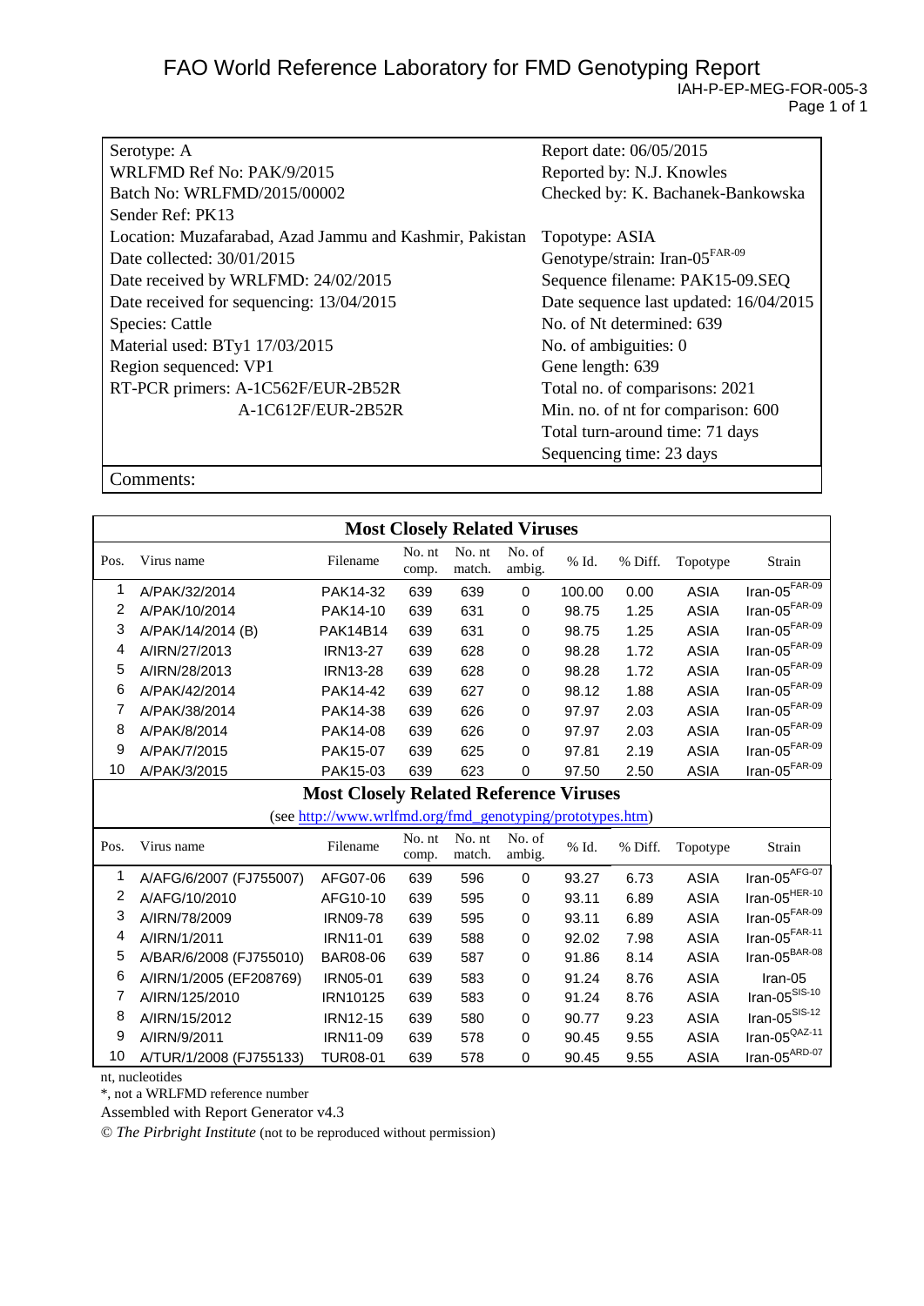# FAO World Reference Laboratory for FMD Genotyping Report

IAH-P-EP-MEG-FOR-005-3

| | |
|---|---|
| Serotype: A | Report date: 06/05/2015 |
| WRLFMD Ref No: PAK/9/2015 | Reported by: N.J. Knowles |
| Batch No: WRLFMD/2015/00002 | Checked by: K. Bachanek-Bankowska |
| Sender Ref: PK13 | |
| Location: Muzafarabad, Azad Jammu and Kashmir, Pakistan | Topotype: ASIA |
| Date collected: 30/01/2015 | Genotype/strain: Iran-05[FAR-09] |
| Date received by WRLFMD: 24/02/2015 | Sequence filename: PAK15-09.SEQ |
| Date received for sequencing: 13/04/2015 | Date sequence last updated: 16/04/2015 |
| Species: Cattle | No. of Nt determined: 639 |
| Material used: BTy1 17/03/2015 | No. of ambiguities: 0 |
| Region sequenced: VP1 | Gene length: 639 |
| RT-PCR primers: A-1C562F/EUR-2B52R | Total no. of comparisons: 2021 |
| A-1C612F/EUR-2B52R | Min. no. of nt for comparison: 600 |
| | Total turn-around time: 71 days |
| | Sequencing time: 23 days |

Comments:

**Most Closely Related Viruses**

| Pos. | Virus name | Filename | No. nt comp. | No. nt match. | No. of ambig. | % Id. | % Diff. | Topotype | Strain |
|---|---|---|---|---|---|---|---|---|---|
| 1 | A/PAK/32/2014 | PAK14-32 | 639 | 639 | 0 | 100.00 | 0.00 | ASIA | Iran-05[FAR-09] |
| 2 | A/PAK/10/2014 | PAK14-10 | 639 | 631 | 0 | 98.75 | 1.25 | ASIA | Iran-05[FAR-09] |
| 3 | A/PAK/14/2014 (B) | PAK14B14 | 639 | 631 | 0 | 98.75 | 1.25 | ASIA | Iran-05[FAR-09] |
| 4 | A/IRN/27/2013 | IRN13-27 | 639 | 628 | 0 | 98.28 | 1.72 | ASIA | Iran-05[FAR-09] |
| 5 | A/IRN/28/2013 | IRN13-28 | 639 | 628 | 0 | 98.28 | 1.72 | ASIA | Iran-05[FAR-09] |
| 6 | A/PAK/42/2014 | PAK14-42 | 639 | 627 | 0 | 98.12 | 1.88 | ASIA | Iran-05[FAR-09] |
| 7 | A/PAK/38/2014 | PAK14-38 | 639 | 626 | 0 | 97.97 | 2.03 | ASIA | Iran-05[FAR-09] |
| 8 | A/PAK/8/2014 | PAK14-08 | 639 | 626 | 0 | 97.97 | 2.03 | ASIA | Iran-05[FAR-09] |
| 9 | A/PAK/7/2015 | PAK15-07 | 639 | 625 | 0 | 97.81 | 2.19 | ASIA | Iran-05[FAR-09] |
| 10 | A/PAK/3/2015 | PAK15-03 | 639 | 623 | 0 | 97.50 | 2.50 | ASIA | Iran-05[FAR-09] |

**Most Closely Related Reference Viruses**

(see http://www.wrlfmd.org/fmd_genotyping/prototypes.htm)

| Pos. | Virus name | Filename | No. nt comp. | No. nt match. | No. of ambig. | % Id. | % Diff. | Topotype | Strain |
|---|---|---|---|---|---|---|---|---|---|
| 1 | A/AFG/6/2007 (FJ755007) | AFG07-06 | 639 | 596 | 0 | 93.27 | 6.73 | ASIA | Iran-05[AFG-07] |
| 2 | A/AFG/10/2010 | AFG10-10 | 639 | 595 | 0 | 93.11 | 6.89 | ASIA | Iran-05[HER-10] |
| 3 | A/IRN/78/2009 | IRN09-78 | 639 | 595 | 0 | 93.11 | 6.89 | ASIA | Iran-05[FAR-09] |
| 4 | A/IRN/1/2011 | IRN11-01 | 639 | 588 | 0 | 92.02 | 7.98 | ASIA | Iran-05[FAR-11] |
| 5 | A/BAR/6/2008 (FJ755010) | BAR08-06 | 639 | 587 | 0 | 91.86 | 8.14 | ASIA | Iran-05[BAR-08] |
| 6 | A/IRN/1/2005 (EF208769) | IRN05-01 | 639 | 583 | 0 | 91.24 | 8.76 | ASIA | Iran-05 |
| 7 | A/IRN/125/2010 | IRN10125 | 639 | 583 | 0 | 91.24 | 8.76 | ASIA | Iran-05[SIS-10] |
| 8 | A/IRN/15/2012 | IRN12-15 | 639 | 580 | 0 | 90.77 | 9.23 | ASIA | Iran-05[SIS-12] |
| 9 | A/IRN/9/2011 | IRN11-09 | 639 | 578 | 0 | 90.45 | 9.55 | ASIA | Iran-05[QAZ-11] |
| 10 | A/TUR/1/2008 (FJ755133) | TUR08-01 | 639 | 578 | 0 | 90.45 | 9.55 | ASIA | Iran-05[ARD-07] |

nt, nucleotides

*, not a WRLFMD reference number

Assembled with Report Generator v4.3

© *The Pirbright Institute* (not to be reproduced without permission)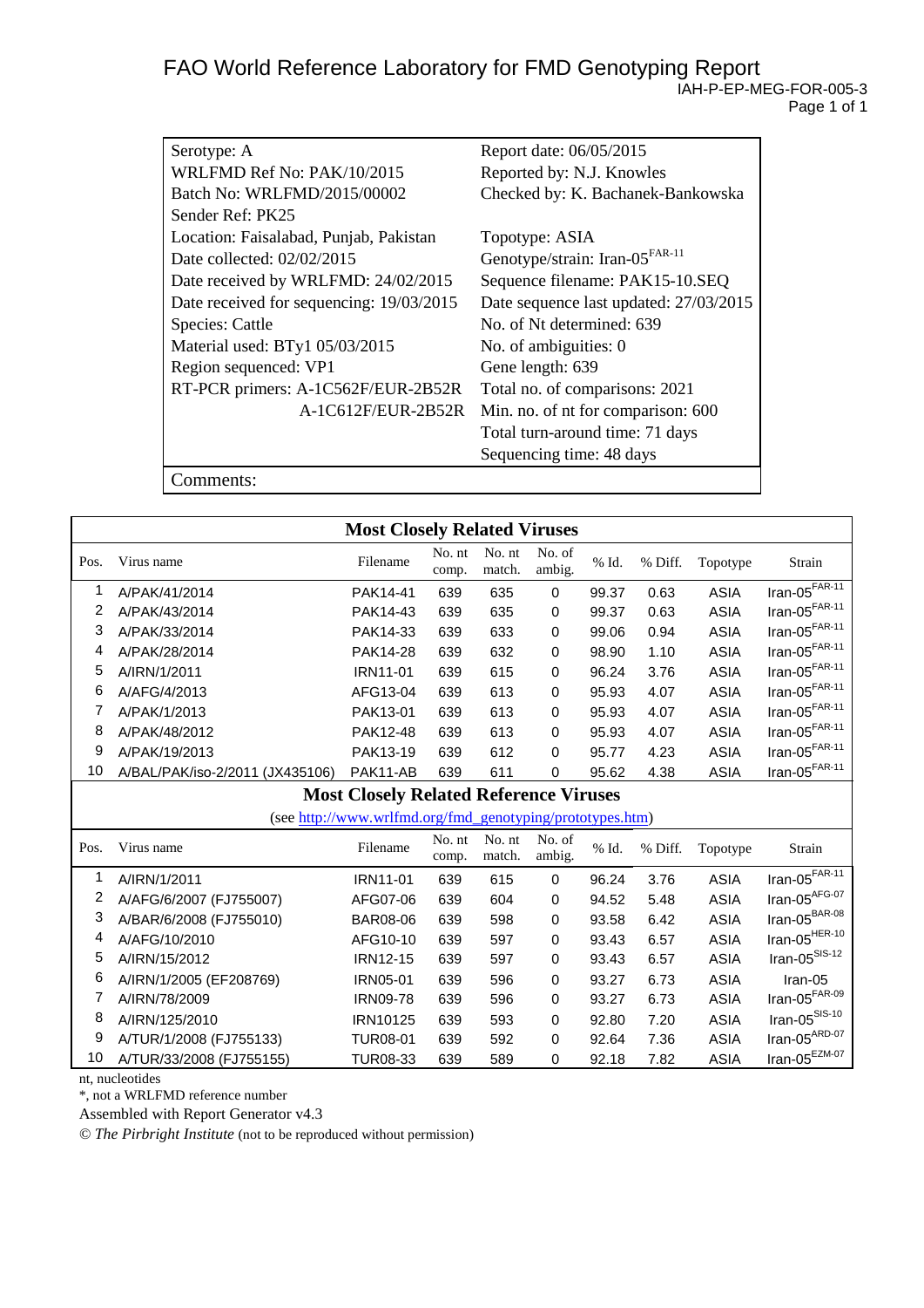# FAO World Reference Laboratory for FMD Genotyping Report

IAH-P-EP-MEG-FOR-005-3

| | |
|---|---|
| Serotype: A | Report date: 06/05/2015 |
| WRLFMD Ref No: PAK/10/2015 | Reported by: N.J. Knowles |
| Batch No: WRLFMD/2015/00002 | Checked by: K. Bachanek-Bankowska |
| Sender Ref: PK25 | |
| Location: Faisalabad, Punjab, Pakistan | Topotype: ASIA |
| Date collected: 02/02/2015 | Genotype/strain: Iran-05$^{FAR-11}$ |
| Date received by WRLFMD: 24/02/2015 | Sequence filename: PAK15-10.SEQ |
| Date received for sequencing: 19/03/2015 | Date sequence last updated: 27/03/2015 |
| Species: Cattle | No. of Nt determined: 639 |
| Material used: BTy1 05/03/2015 | No. of ambiguities: 0 |
| Region sequenced: VP1 | Gene length: 639 |
| RT-PCR primers: A-1C562F/EUR-2B52R | Total no. of comparisons: 2021 |
| A-1C612F/EUR-2B52R | Min. no. of nt for comparison: 600 |
| | Total turn-around time: 71 days |
| | Sequencing time: 48 days |
| Comments: | |

**Most Closely Related Viruses**

| Pos. | Virus name | Filename | No. nt comp. | No. nt match. | No. of ambig. | % Id. | % Diff. | Topotype | Strain |
|---|---|---|---|---|---|---|---|---|---|
| 1 | A/PAK/41/2014 | PAK14-41 | 639 | 635 | 0 | 99.37 | 0.63 | ASIA | Iran-05$^{FAR-11}$ |
| 2 | A/PAK/43/2014 | PAK14-43 | 639 | 635 | 0 | 99.37 | 0.63 | ASIA | Iran-05$^{FAR-11}$ |
| 3 | A/PAK/33/2014 | PAK14-33 | 639 | 633 | 0 | 99.06 | 0.94 | ASIA | Iran-05$^{FAR-11}$ |
| 4 | A/PAK/28/2014 | PAK14-28 | 639 | 632 | 0 | 98.90 | 1.10 | ASIA | Iran-05$^{FAR-11}$ |
| 5 | A/IRN/1/2011 | IRN11-01 | 639 | 615 | 0 | 96.24 | 3.76 | ASIA | Iran-05$^{FAR-11}$ |
| 6 | A/AFG/4/2013 | AFG13-04 | 639 | 613 | 0 | 95.93 | 4.07 | ASIA | Iran-05$^{FAR-11}$ |
| 7 | A/PAK/1/2013 | PAK13-01 | 639 | 613 | 0 | 95.93 | 4.07 | ASIA | Iran-05$^{FAR-11}$ |
| 8 | A/PAK/48/2012 | PAK12-48 | 639 | 613 | 0 | 95.93 | 4.07 | ASIA | Iran-05$^{FAR-11}$ |
| 9 | A/PAK/19/2013 | PAK13-19 | 639 | 612 | 0 | 95.77 | 4.23 | ASIA | Iran-05$^{FAR-11}$ |
| 10 | A/BAL/PAK/iso-2/2011 (JX435106) | PAK11-AB | 639 | 611 | 0 | 95.62 | 4.38 | ASIA | Iran-05$^{FAR-11}$ |

**Most Closely Related Reference Viruses**

(see http://www.wrlfmd.org/fmd_genotyping/prototypes.htm)

| Pos. | Virus name | Filename | No. nt comp. | No. nt match. | No. of ambig. | % Id. | % Diff. | Topotype | Strain |
|---|---|---|---|---|---|---|---|---|---|
| 1 | A/IRN/1/2011 | IRN11-01 | 639 | 615 | 0 | 96.24 | 3.76 | ASIA | Iran-05$^{FAR-11}$ |
| 2 | A/AFG/6/2007 (FJ755007) | AFG07-06 | 639 | 604 | 0 | 94.52 | 5.48 | ASIA | Iran-05$^{AFG-07}$ |
| 3 | A/BAR/6/2008 (FJ755010) | BAR08-06 | 639 | 598 | 0 | 93.58 | 6.42 | ASIA | Iran-05$^{BAR-08}$ |
| 4 | A/AFG/10/2010 | AFG10-10 | 639 | 597 | 0 | 93.43 | 6.57 | ASIA | Iran-05$^{HER-10}$ |
| 5 | A/IRN/15/2012 | IRN12-15 | 639 | 597 | 0 | 93.43 | 6.57 | ASIA | Iran-05$^{SIS-12}$ |
| 6 | A/IRN/1/2005 (EF208769) | IRN05-01 | 639 | 596 | 0 | 93.27 | 6.73 | ASIA | Iran-05 |
| 7 | A/IRN/78/2009 | IRN09-78 | 639 | 596 | 0 | 93.27 | 6.73 | ASIA | Iran-05$^{FAR-09}$ |
| 8 | A/IRN/125/2010 | IRN10125 | 639 | 593 | 0 | 92.80 | 7.20 | ASIA | Iran-05$^{SIS-10}$ |
| 9 | A/TUR/1/2008 (FJ755133) | TUR08-01 | 639 | 592 | 0 | 92.64 | 7.36 | ASIA | Iran-05$^{ARD-07}$ |
| 10 | A/TUR/33/2008 (FJ755155) | TUR08-33 | 639 | 589 | 0 | 92.18 | 7.82 | ASIA | Iran-05$^{EZM-07}$ |

nt, nucleotides

*, not a WRLFMD reference number

Assembled with Report Generator v4.3

© *The Pirbright Institute* (not to be reproduced without permission)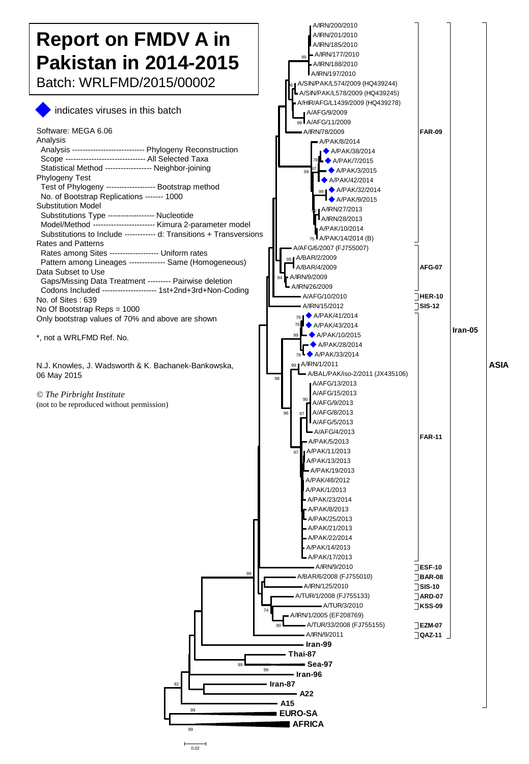# Report on FMDV A in Pakistan in 2014-2015

Batch: WRLFMD/2015/00002

◆ indicates viruses in this batch

Software: MEGA 6.06

Analysis
- Analysis ---------------------------- Phylogeny Reconstruction
- Scope ------------------------------- All Selected Taxa
- Statistical Method ------------------ Neighbor-joining

Phylogeny Test
- Test of Phylogeny ------------------- Bootstrap method
- No. of Bootstrap Replications ------- 1000

Substitution Model
- Substitutions Type ------------------ Nucleotide
- Model/Method ------------------------ Kimura 2-parameter model
- Substitutions to Include ------------ d: Transitions + Transversions

Rates and Patterns
- Rates among Sites ------------------- Uniform rates
- Pattern among Lineages -------------- Same (Homogeneous)

Data Subset to Use
- Gaps/Missing Data Treatment --------- Pairwise deletion
- Codons Included --------------------- 1st+2nd+3rd+Non-Coding

No. of Sites : 639

No Of Bootstrap Reps = 1000

Only bootstrap values of 70% and above are shown

*, not a WRLFMD Ref. No.

N.J. Knowles, J. Wadsworth & K. Bachanek-Bankowska, 06 May 2015

*© The Pirbright Institute*

(not to be reproduced without permission)

A/IRN/200/2010
A/IRN/201/2010
A/IRN/185/2010
A/IRN/177/2010
A/IRN/188/2010
A/IRN/197/2010
A/SIN/PAK/L574/2009 (HQ439244)
A/SIN/PAK/L578/2009 (HQ439245)
A/HIR/AFG/L1439/2009 (HQ439278)
A/AFG/9/2009
A/AFG/11/2009
A/IRN/78/2009
A/PAK/8/2014
◆ A/PAK/38/2014
◆ A/PAK/7/2015
◆ A/PAK/3/2015
◆ A/PAK/42/2014
◆ A/PAK/32/2014
◆ A/PAK/9/2015
A/IRN/27/2013
A/IRN/28/2013
A/PAK/10/2014
A/PAK/14/2014 (B)
A/AFG/6/2007 (FJ755007)
A/BAR/2/2009
A/BAR/4/2009
A/IRN/9/2009
A/IRN/26/2009
A/AFG/10/2010
A/IRN/15/2012
◆ A/PAK/41/2014
◆ A/PAK/43/2014
◆ A/PAK/10/2015
◆ A/PAK/28/2014
◆ A/PAK/33/2014
A/IRN/1/2011
A/BAL/PAK/iso-2/2011 (JX435106)
A/AFG/13/2013
A/AFG/15/2013
A/AFG/9/2013
A/AFG/8/2013
A/AFG/5/2013
A/AFG/4/2013
A/PAK/5/2013
A/PAK/11/2013
A/PAK/13/2013
A/PAK/19/2013
A/PAK/48/2012
A/PAK/1/2013
A/PAK/23/2014
A/PAK/8/2013
A/PAK/25/2013
A/PAK/21/2013
A/PAK/22/2014
A/PAK/14/2013
A/PAK/17/2013
A/IRN/9/2010
A/BAR/6/2008 (FJ755010)
A/IRN/125/2010
A/TUR/1/2008 (FJ755133)
A/TUR/3/2010
A/IRN/1/2005 (EF208769)
A/TUR/33/2008 (FJ755155)
A/IRN/9/2011
Iran-99
Thai-87
Sea-97
Iran-96
Iran-87
A22
A15
EURO-SA
AFRICA

FAR-09
AFG-07
HER-10
SIS-12
FAR-11
ESF-10
BAR-08
SIS-10
ARD-07
KSS-09
EZM-07
QAZ-11

Iran-05

ASIA

99, 95, 99, 78, 97, 99, 99, 92, 75, 99, 84, 76, 76, 99, 78, 99, 98, 90, 97, 96, 97, 99, 74, 90, 99, 99, 92, 99, 99

0.02